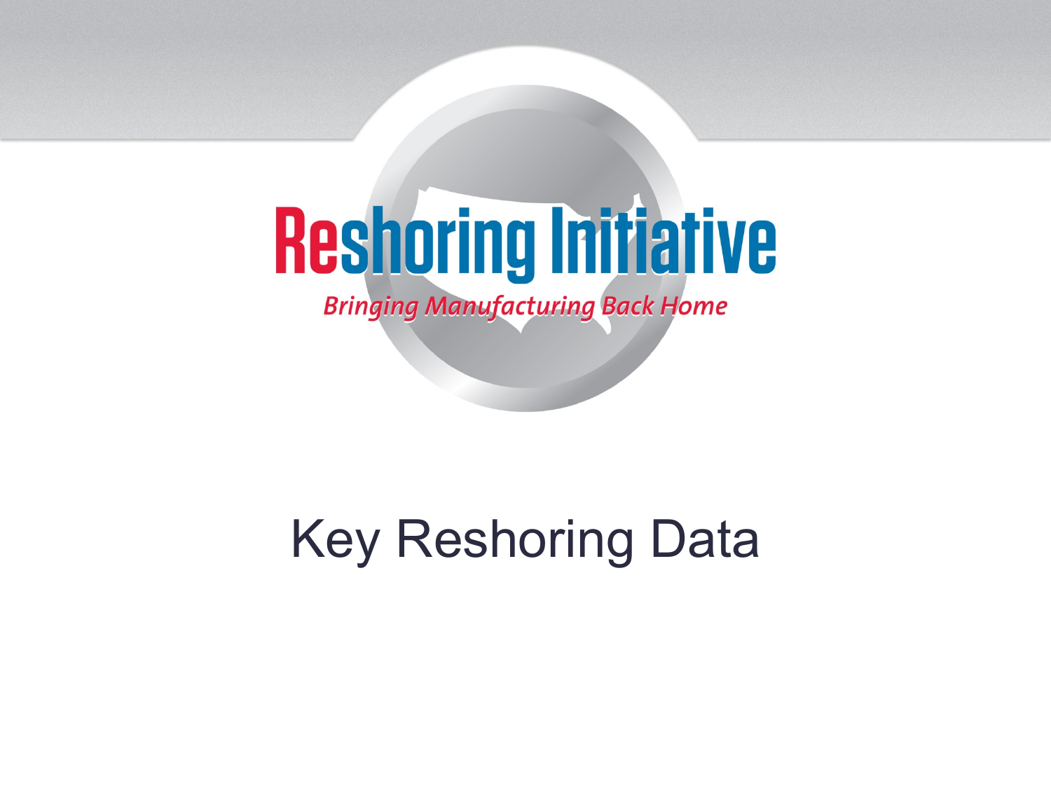# Reshoring Initiative

*Bringing Manufacturing Back Home*

## Key Reshoring Data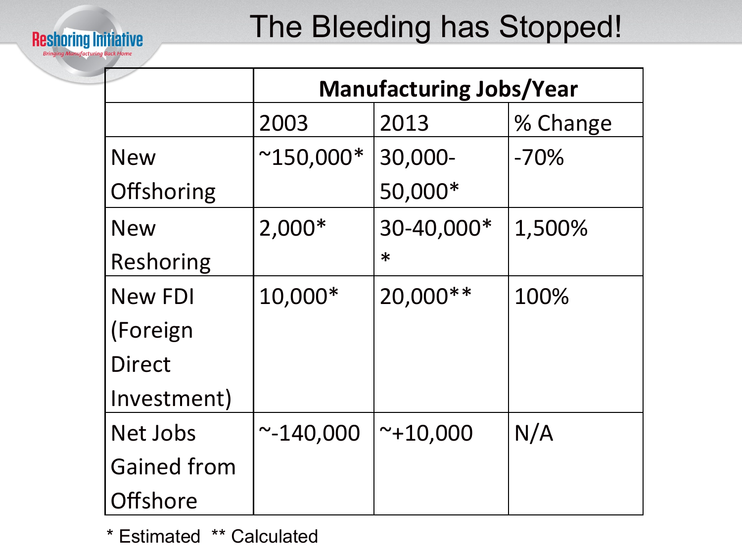# The Bleeding has Stopped!

| | Manufacturing Jobs/Year | | |
|---|---|---|---|
| | 2003 | 2013 | % Change |
| New Offshoring | ~150,000* | 30,000-50,000* | -70% |
| New Reshoring | 2,000* | 30-40,000** | 1,500% |
| New FDI (Foreign Direct Investment) | 10,000* | 20,000** | 100% |
| Net Jobs Gained from Offshore | ~-140,000 | ~+10,000 | N/A |

\* Estimated  ** Calculated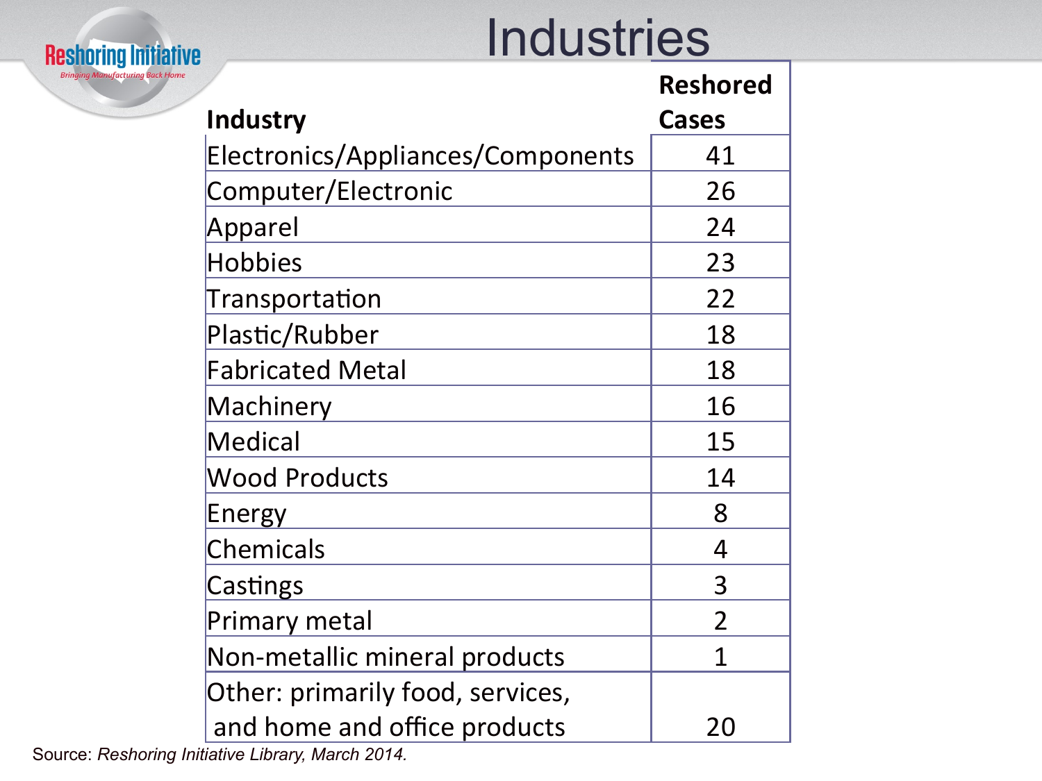# Industries

| Industry | Reshored Cases |
|---|---|
| Electronics/Appliances/Components | 41 |
| Computer/Electronic | 26 |
| Apparel | 24 |
| Hobbies | 23 |
| Transportation | 22 |
| Plastic/Rubber | 18 |
| Fabricated Metal | 18 |
| Machinery | 16 |
| Medical | 15 |
| Wood Products | 14 |
| Energy | 8 |
| Chemicals | 4 |
| Castings | 3 |
| Primary metal | 2 |
| Non-metallic mineral products | 1 |
| Other: primarily food, services, and home and office products | 20 |

Source: *Reshoring Initiative Library, March 2014.*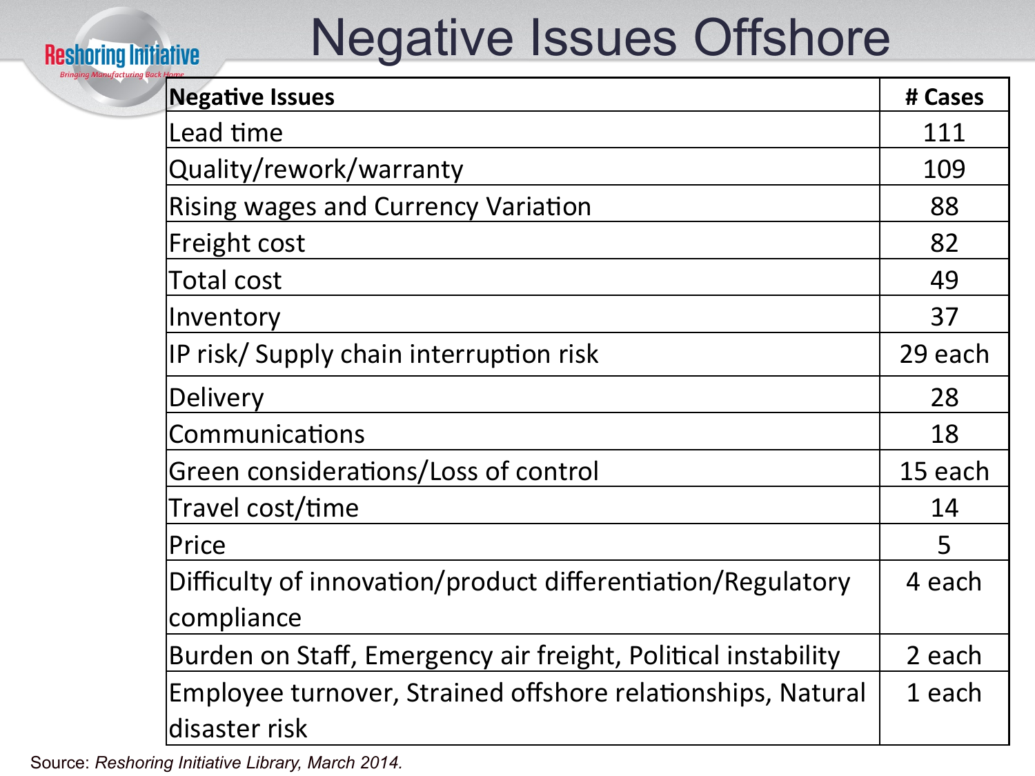# Negative Issues Offshore

| Negative Issues | # Cases |
| --- | --- |
| Lead time | 111 |
| Quality/rework/warranty | 109 |
| Rising wages and Currency Variation | 88 |
| Freight cost | 82 |
| Total cost | 49 |
| Inventory | 37 |
| IP risk/ Supply chain interruption risk | 29 each |
| Delivery | 28 |
| Communications | 18 |
| Green considerations/Loss of control | 15 each |
| Travel cost/time | 14 |
| Price | 5 |
| Difficulty of innovation/product differentiation/Regulatory compliance | 4 each |
| Burden on Staff, Emergency air freight, Political instability | 2 each |
| Employee turnover, Strained offshore relationships, Natural disaster risk | 1 each |

Source: *Reshoring Initiative Library, March 2014.*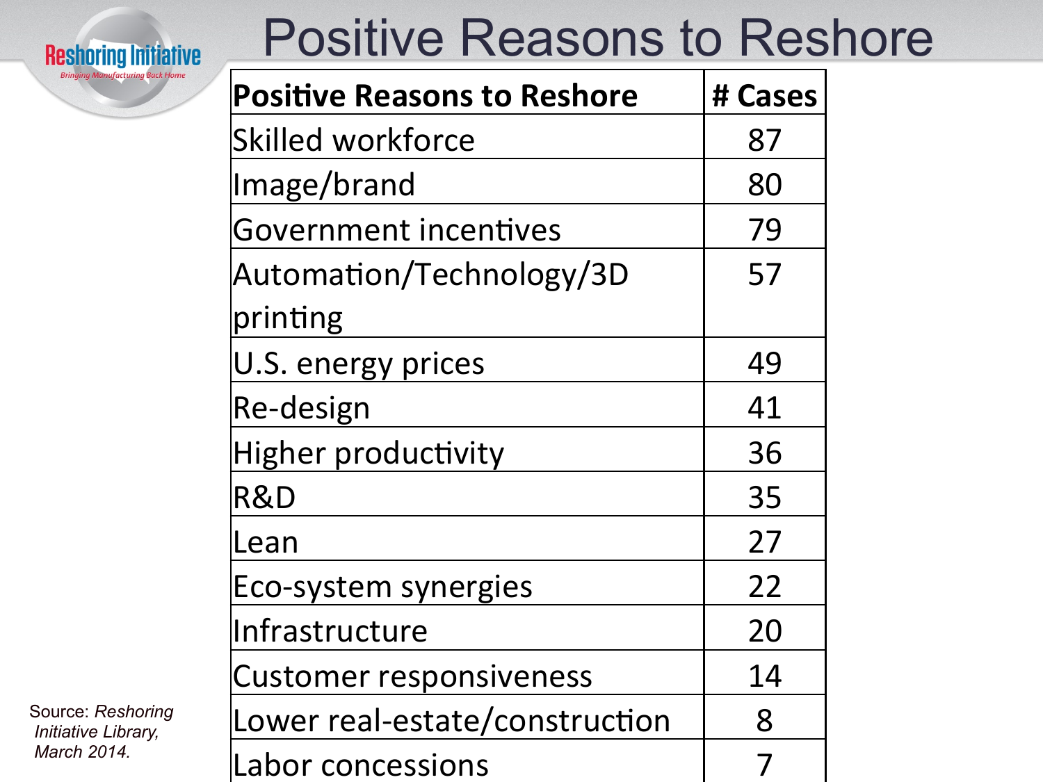# Positive Reasons to Reshore

| Positive Reasons to Reshore | # Cases |
| --- | --- |
| Skilled workforce | 87 |
| Image/brand | 80 |
| Government incentives | 79 |
| Automation/Technology/3D printing | 57 |
| U.S. energy prices | 49 |
| Re-design | 41 |
| Higher productivity | 36 |
| R&D | 35 |
| Lean | 27 |
| Eco-system synergies | 22 |
| Infrastructure | 20 |
| Customer responsiveness | 14 |
| Lower real-estate/construction | 8 |
| Labor concessions | 7 |

Source: *Reshoring Initiative Library, March 2014.*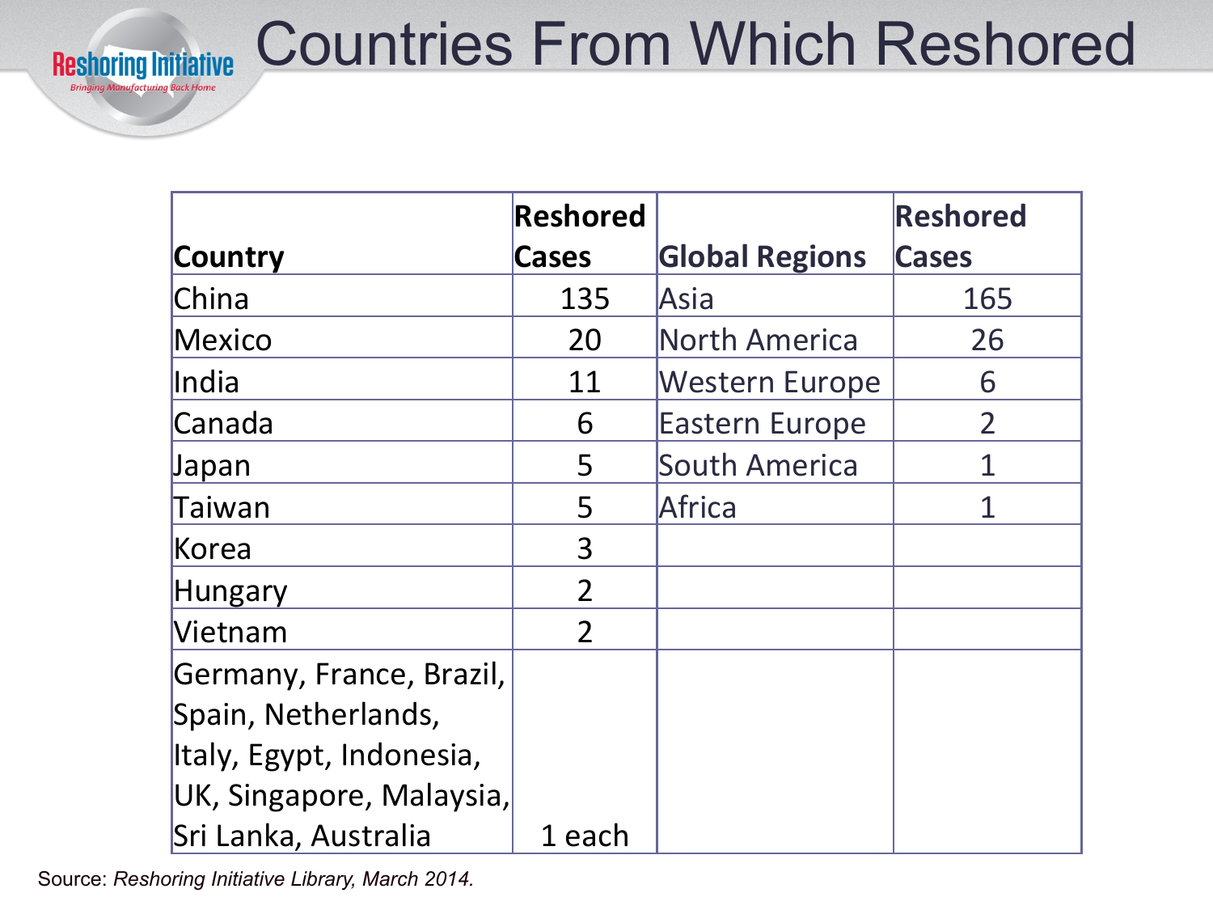# Countries From Which Reshored

| Country | Reshored Cases | Global Regions | Reshored Cases |
|---|---|---|---|
| China | 135 | Asia | 165 |
| Mexico | 20 | North America | 26 |
| India | 11 | Western Europe | 6 |
| Canada | 6 | Eastern Europe | 2 |
| Japan | 5 | South America | 1 |
| Taiwan | 5 | Africa | 1 |
| Korea | 3 | | |
| Hungary | 2 | | |
| Vietnam | 2 | | |
| Germany, France, Brazil, Spain, Netherlands, Italy, Egypt, Indonesia, UK, Singapore, Malaysia, Sri Lanka, Australia | 1 each | | |

Source: *Reshoring Initiative Library, March 2014.*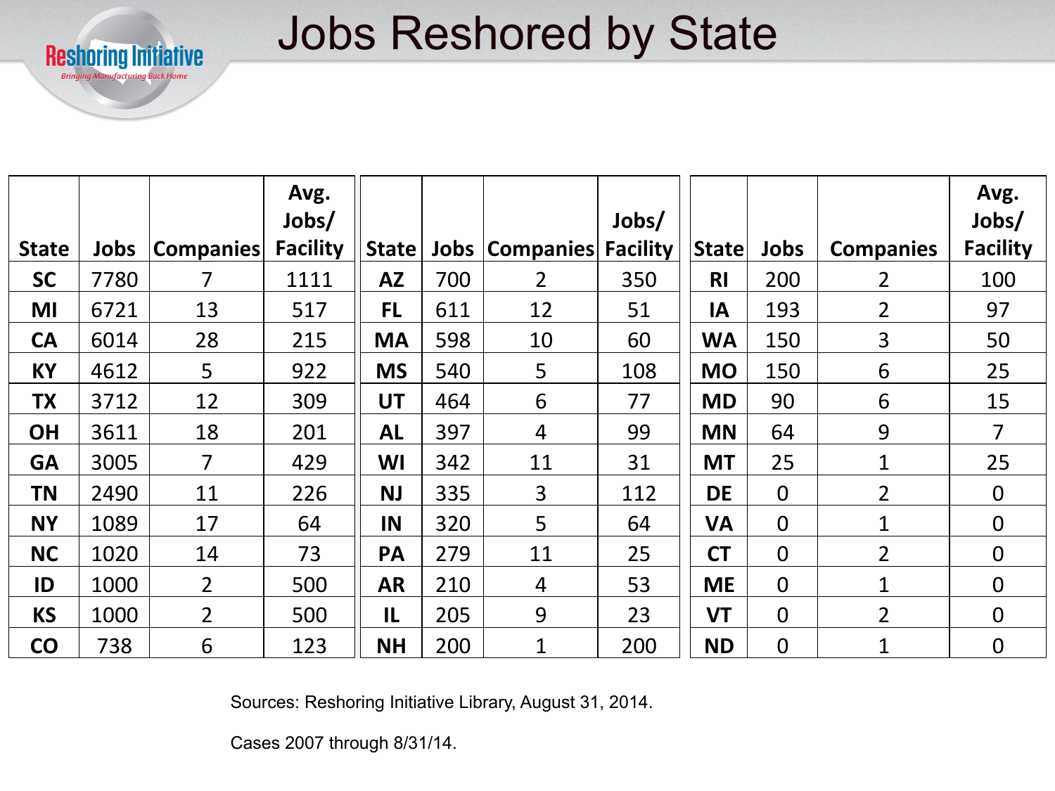# Jobs Reshored by State

| State | Jobs | Companies | Avg. Jobs/ Facility |
|---|---|---|---|
| SC | 7780 | 7 | 1111 |
| MI | 6721 | 13 | 517 |
| CA | 6014 | 28 | 215 |
| KY | 4612 | 5 | 922 |
| TX | 3712 | 12 | 309 |
| OH | 3611 | 18 | 201 |
| GA | 3005 | 7 | 429 |
| TN | 2490 | 11 | 226 |
| NY | 1089 | 17 | 64 |
| NC | 1020 | 14 | 73 |
| ID | 1000 | 2 | 500 |
| KS | 1000 | 2 | 500 |
| CO | 738 | 6 | 123 |

| State | Jobs | Companies | Jobs/ Facility |
|---|---|---|---|
| AZ | 700 | 2 | 350 |
| FL | 611 | 12 | 51 |
| MA | 598 | 10 | 60 |
| MS | 540 | 5 | 108 |
| UT | 464 | 6 | 77 |
| AL | 397 | 4 | 99 |
| WI | 342 | 11 | 31 |
| NJ | 335 | 3 | 112 |
| IN | 320 | 5 | 64 |
| PA | 279 | 11 | 25 |
| AR | 210 | 4 | 53 |
| IL | 205 | 9 | 23 |
| NH | 200 | 1 | 200 |

| State | Jobs | Companies | Avg. Jobs/ Facility |
|---|---|---|---|
| RI | 200 | 2 | 100 |
| IA | 193 | 2 | 97 |
| WA | 150 | 3 | 50 |
| MO | 150 | 6 | 25 |
| MD | 90 | 6 | 15 |
| MN | 64 | 9 | 7 |
| MT | 25 | 1 | 25 |
| DE | 0 | 2 | 0 |
| VA | 0 | 1 | 0 |
| CT | 0 | 2 | 0 |
| ME | 0 | 1 | 0 |
| VT | 0 | 2 | 0 |
| ND | 0 | 1 | 0 |

Sources: Reshoring Initiative Library, August 31, 2014.

Cases 2007 through 8/31/14.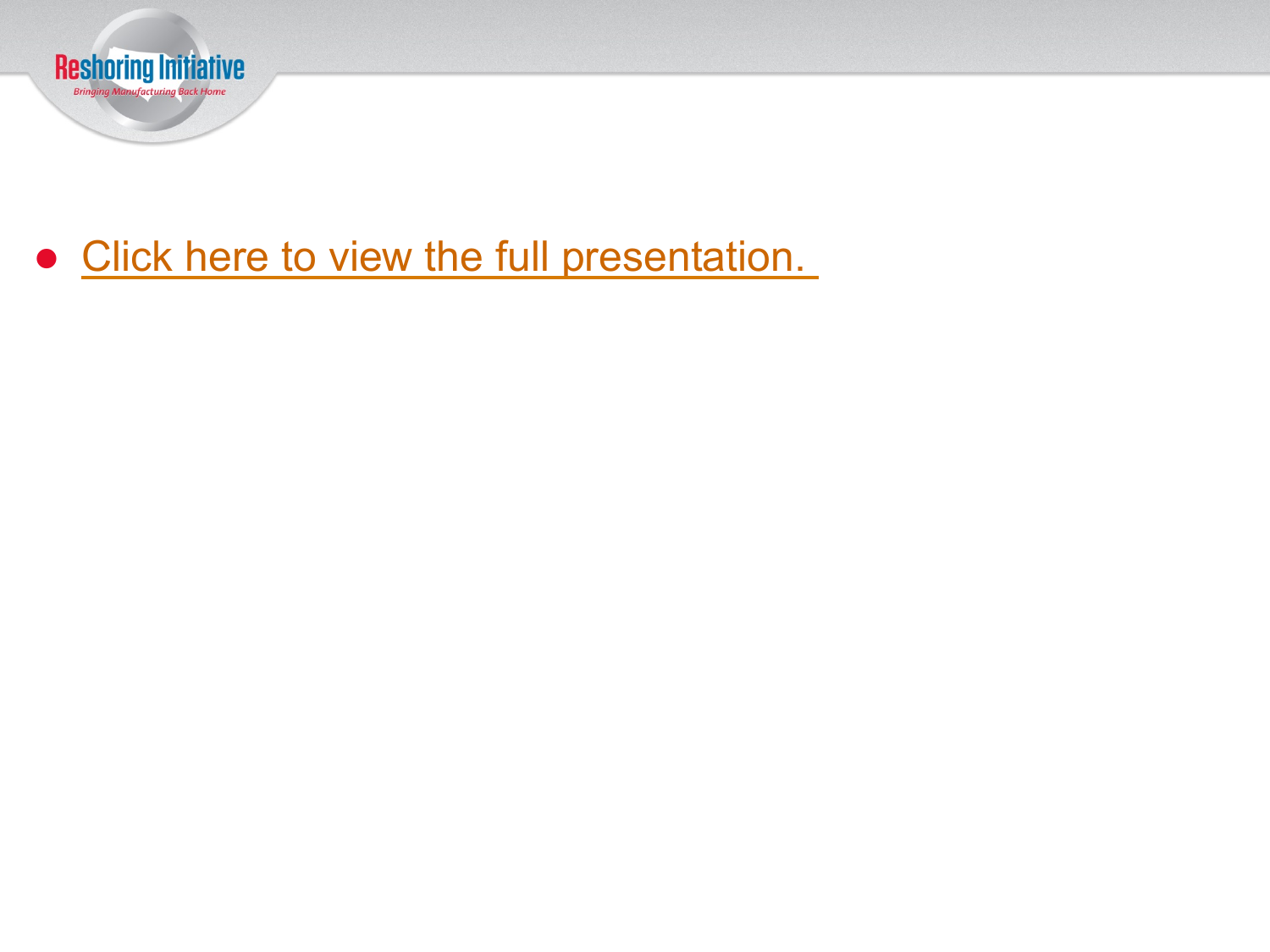- Click here to view the full presentation.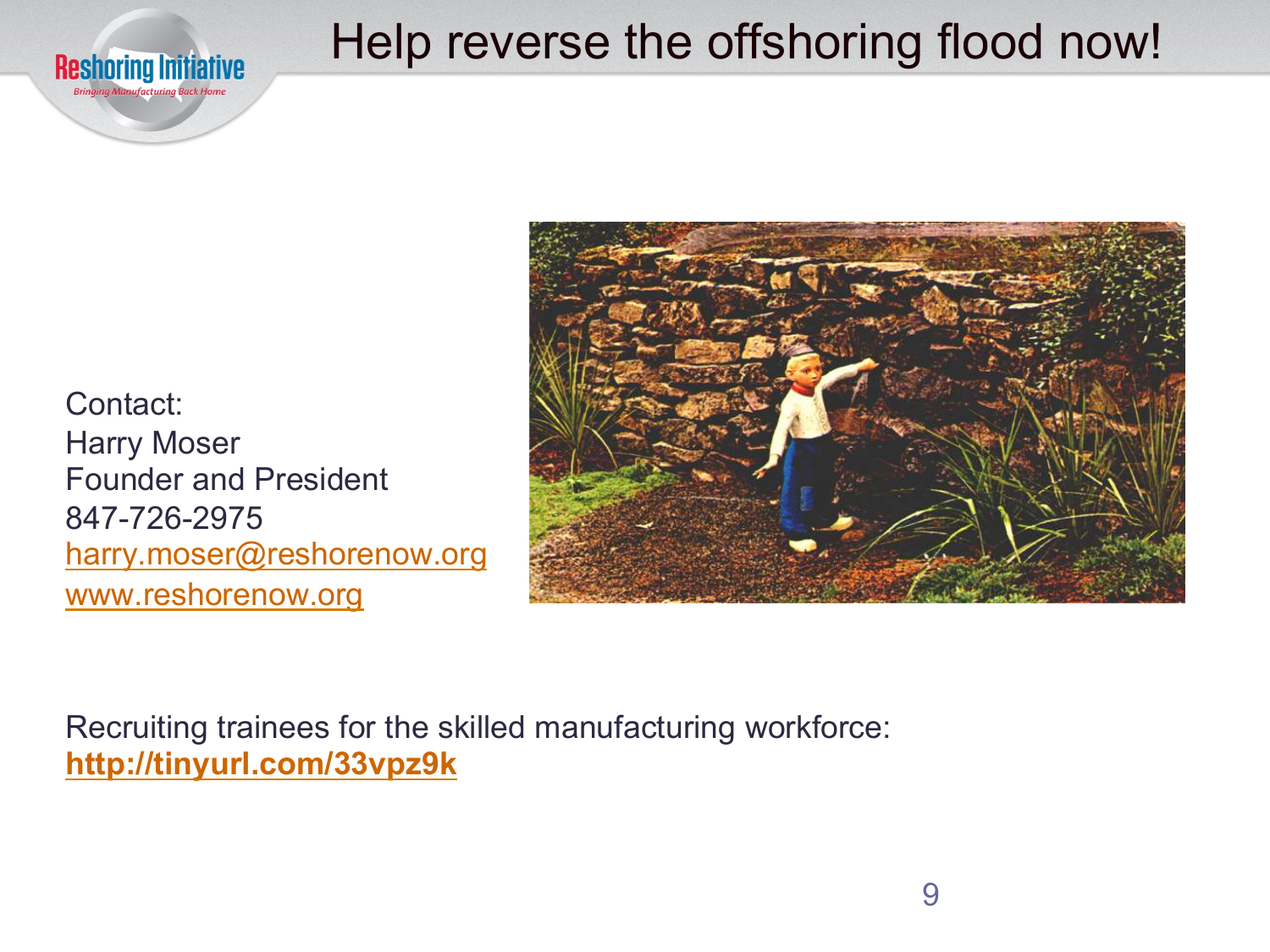# Help reverse the offshoring flood now!

Contact:
Harry Moser
Founder and President
847-726-2975
harry.moser@reshorenow.org
www.reshorenow.org

Recruiting trainees for the skilled manufacturing workforce:
**http://tinyurl.com/33vpz9k**